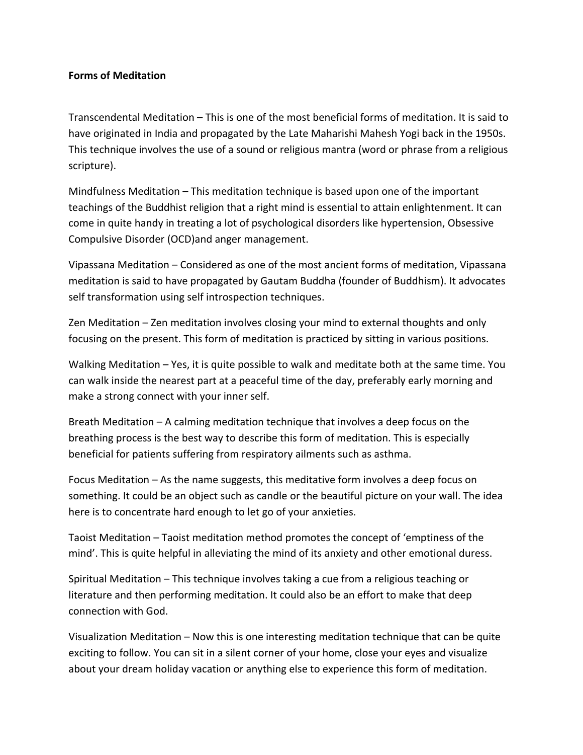**Forms of Meditation**

Transcendental Meditation – This is one of the most beneficial forms of meditation. It is said to have originated in India and propagated by the Late Maharishi Mahesh Yogi back in the 1950s. This technique involves the use of a sound or religious mantra (word or phrase from a religious scripture).

Mindfulness Meditation – This meditation technique is based upon one of the important teachings of the Buddhist religion that a right mind is essential to attain enlightenment. It can come in quite handy in treating a lot of psychological disorders like hypertension, Obsessive Compulsive Disorder (OCD)and anger management.

Vipassana Meditation – Considered as one of the most ancient forms of meditation, Vipassana meditation is said to have propagated by Gautam Buddha (founder of Buddhism). It advocates self transformation using self introspection techniques.

Zen Meditation – Zen meditation involves closing your mind to external thoughts and only focusing on the present. This form of meditation is practiced by sitting in various positions.

Walking Meditation – Yes, it is quite possible to walk and meditate both at the same time. You can walk inside the nearest part at a peaceful time of the day, preferably early morning and make a strong connect with your inner self.

Breath Meditation – A calming meditation technique that involves a deep focus on the breathing process is the best way to describe this form of meditation. This is especially beneficial for patients suffering from respiratory ailments such as asthma.

Focus Meditation – As the name suggests, this meditative form involves a deep focus on something. It could be an object such as candle or the beautiful picture on your wall. The idea here is to concentrate hard enough to let go of your anxieties.

Taoist Meditation – Taoist meditation method promotes the concept of 'emptiness of the mind'. This is quite helpful in alleviating the mind of its anxiety and other emotional duress.

Spiritual Meditation – This technique involves taking a cue from a religious teaching or literature and then performing meditation. It could also be an effort to make that deep connection with God.

Visualization Meditation – Now this is one interesting meditation technique that can be quite exciting to follow. You can sit in a silent corner of your home, close your eyes and visualize about your dream holiday vacation or anything else to experience this form of meditation.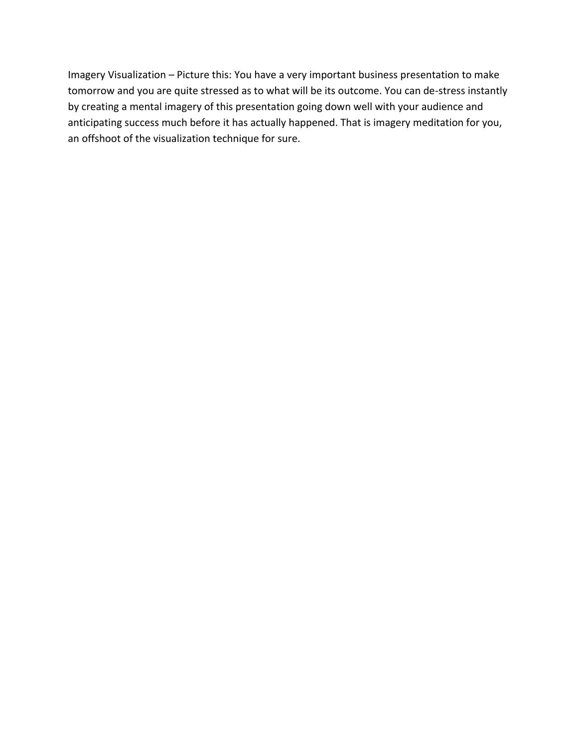Imagery Visualization – Picture this: You have a very important business presentation to make tomorrow and you are quite stressed as to what will be its outcome. You can de-stress instantly by creating a mental imagery of this presentation going down well with your audience and anticipating success much before it has actually happened. That is imagery meditation for you, an offshoot of the visualization technique for sure.